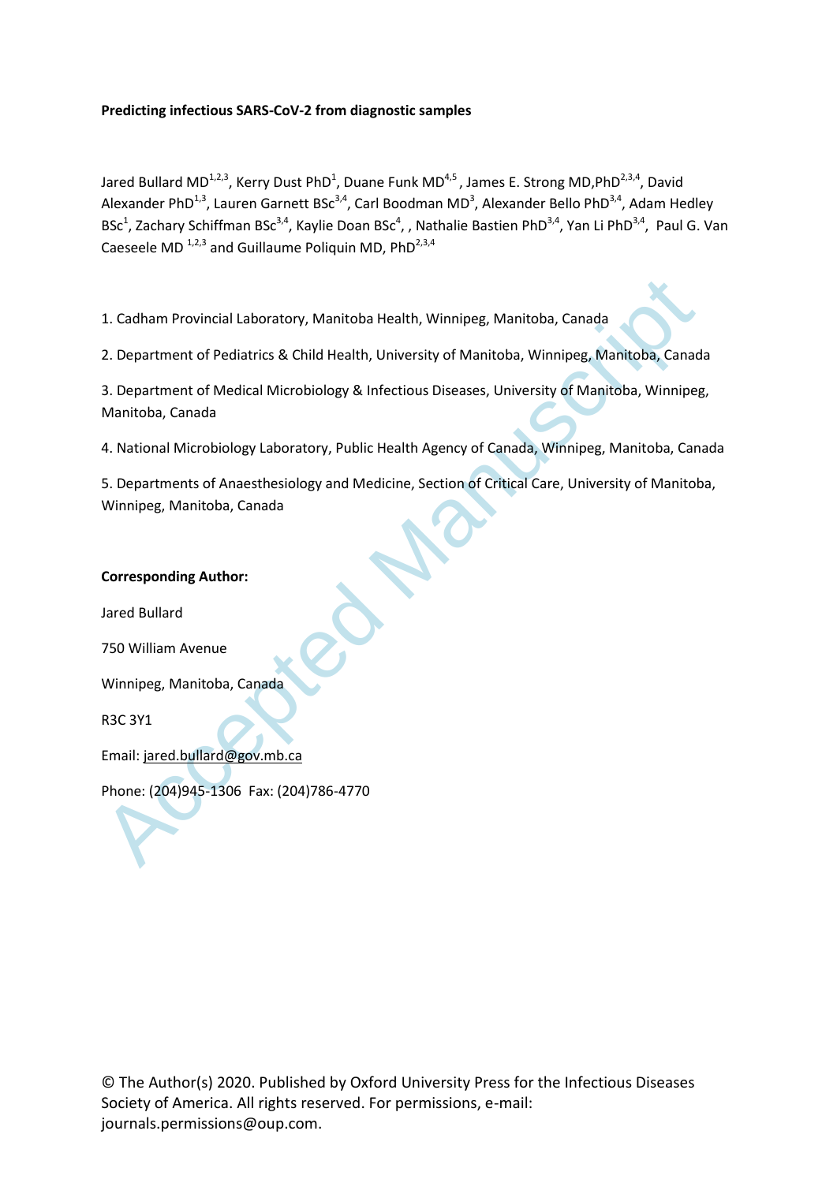**Predicting infectious SARS-CoV-2 from diagnostic samples**

Jared Bullard MD[1,2,3], Kerry Dust PhD[1], Duane Funk MD[4,5], James E. Strong MD,PhD[2,3,4], David Alexander PhD[1,3], Lauren Garnett BSc[3,4], Carl Boodman MD[3], Alexander Bello PhD[3,4], Adam Hedley BSc[1], Zachary Schiffman BSc[3,4], Kaylie Doan BSc[4], , Nathalie Bastien PhD[3,4], Yan Li PhD[3,4], Paul G. Van Caeseele MD [1,2,3] and Guillaume Poliquin MD, PhD[2,3,4]

1. Cadham Provincial Laboratory, Manitoba Health, Winnipeg, Manitoba, Canada

2. Department of Pediatrics & Child Health, University of Manitoba, Winnipeg, Manitoba, Canada

3. Department of Medical Microbiology & Infectious Diseases, University of Manitoba, Winnipeg, Manitoba, Canada

4. National Microbiology Laboratory, Public Health Agency of Canada, Winnipeg, Manitoba, Canada

5. Departments of Anaesthesiology and Medicine, Section of Critical Care, University of Manitoba, Winnipeg, Manitoba, Canada

**Corresponding Author:**

Jared Bullard

750 William Avenue

Winnipeg, Manitoba, Canada

R3C 3Y1

Email: jared.bullard@gov.mb.ca

Phone: (204)945-1306 Fax: (204)786-4770

© The Author(s) 2020. Published by Oxford University Press for the Infectious Diseases Society of America. All rights reserved. For permissions, e-mail: journals.permissions@oup.com.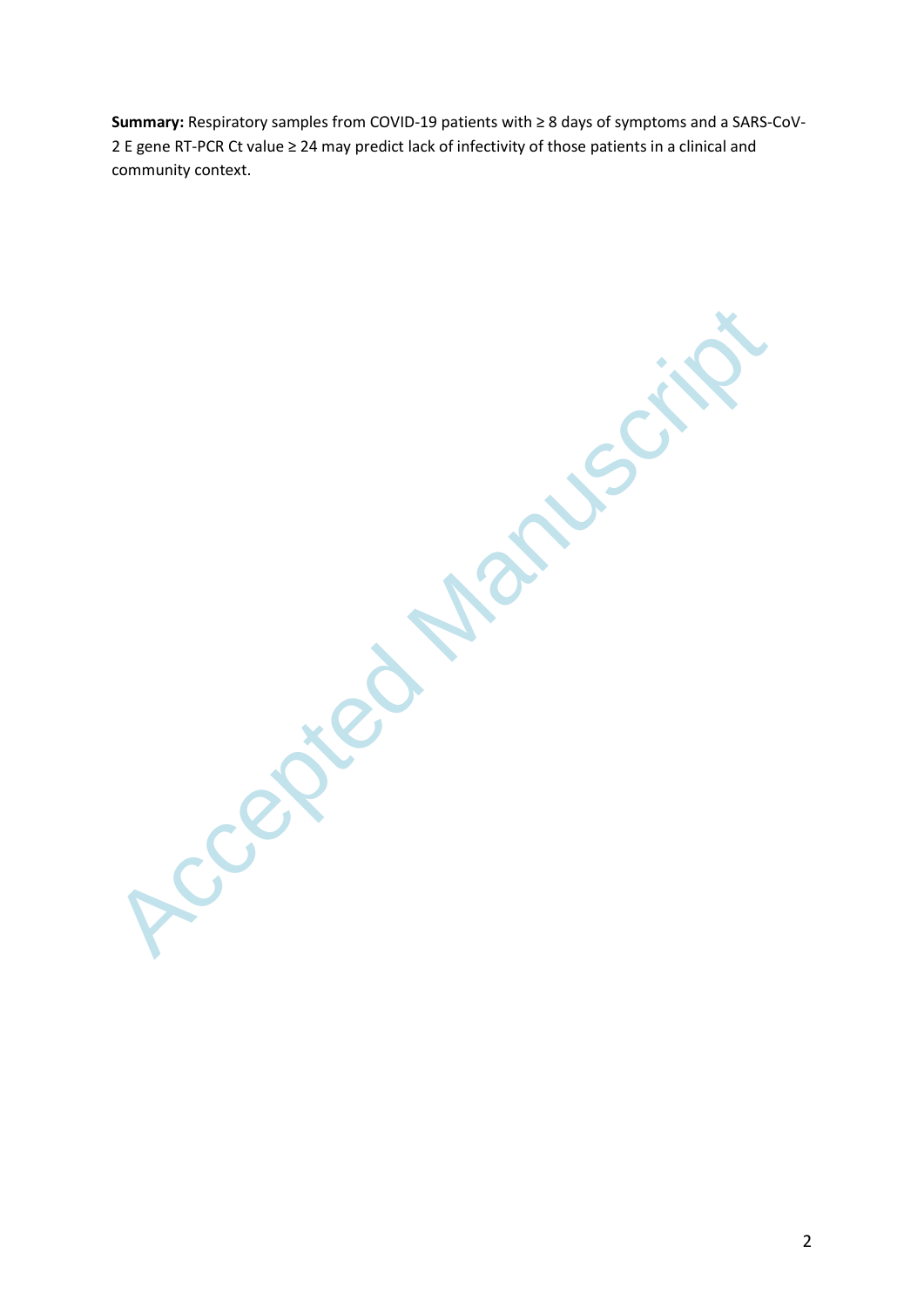**Summary:** Respiratory samples from COVID-19 patients with ≥ 8 days of symptoms and a SARS-CoV-2 E gene RT-PCR Ct value ≥ 24 may predict lack of infectivity of those patients in a clinical and community context.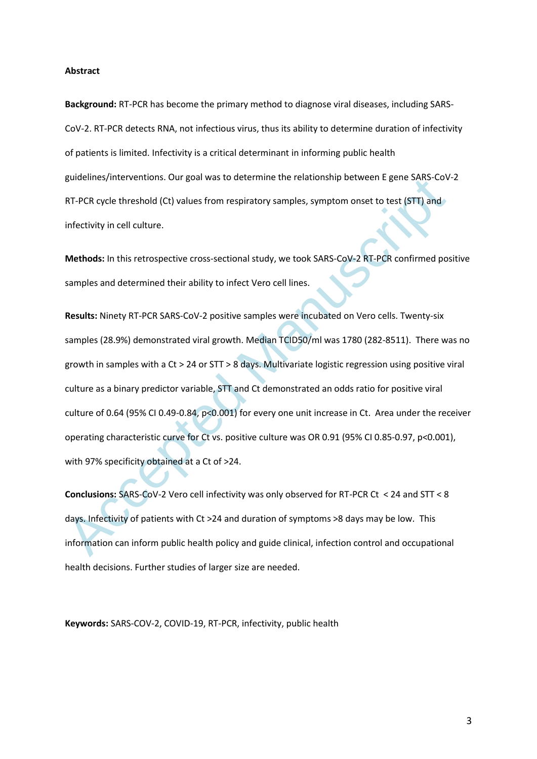**Abstract**

**Background:** RT-PCR has become the primary method to diagnose viral diseases, including SARS-CoV-2. RT-PCR detects RNA, not infectious virus, thus its ability to determine duration of infectivity of patients is limited. Infectivity is a critical determinant in informing public health guidelines/interventions. Our goal was to determine the relationship between E gene SARS-CoV-2 RT-PCR cycle threshold (Ct) values from respiratory samples, symptom onset to test (STT) and infectivity in cell culture.

**Methods:** In this retrospective cross-sectional study, we took SARS-CoV-2 RT-PCR confirmed positive samples and determined their ability to infect Vero cell lines.

**Results:** Ninety RT-PCR SARS-CoV-2 positive samples were incubated on Vero cells. Twenty-six samples (28.9%) demonstrated viral growth. Median TCID50/ml was 1780 (282-8511). There was no growth in samples with a Ct > 24 or STT > 8 days. Multivariate logistic regression using positive viral culture as a binary predictor variable, STT and Ct demonstrated an odds ratio for positive viral culture of 0.64 (95% CI 0.49-0.84, p<0.001) for every one unit increase in Ct. Area under the receiver operating characteristic curve for Ct vs. positive culture was OR 0.91 (95% CI 0.85-0.97, p<0.001), with 97% specificity obtained at a Ct of >24.

**Conclusions:** SARS-CoV-2 Vero cell infectivity was only observed for RT-PCR Ct < 24 and STT < 8 days. Infectivity of patients with Ct >24 and duration of symptoms >8 days may be low. This information can inform public health policy and guide clinical, infection control and occupational health decisions. Further studies of larger size are needed.

**Keywords:** SARS-COV-2, COVID-19, RT-PCR, infectivity, public health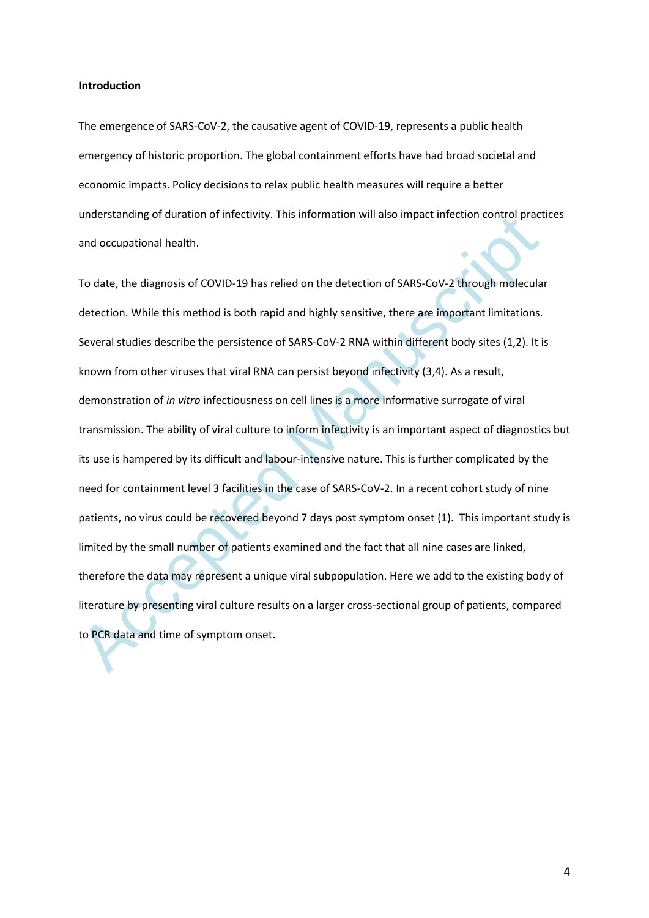**Introduction**

The emergence of SARS-CoV-2, the causative agent of COVID-19, represents a public health emergency of historic proportion. The global containment efforts have had broad societal and economic impacts. Policy decisions to relax public health measures will require a better understanding of duration of infectivity. This information will also impact infection control practices and occupational health.

To date, the diagnosis of COVID-19 has relied on the detection of SARS-CoV-2 through molecular detection. While this method is both rapid and highly sensitive, there are important limitations. Several studies describe the persistence of SARS-CoV-2 RNA within different body sites (1,2). It is known from other viruses that viral RNA can persist beyond infectivity (3,4). As a result, demonstration of *in vitro* infectiousness on cell lines is a more informative surrogate of viral transmission. The ability of viral culture to inform infectivity is an important aspect of diagnostics but its use is hampered by its difficult and labour-intensive nature. This is further complicated by the need for containment level 3 facilities in the case of SARS-CoV-2. In a recent cohort study of nine patients, no virus could be recovered beyond 7 days post symptom onset (1). This important study is limited by the small number of patients examined and the fact that all nine cases are linked, therefore the data may represent a unique viral subpopulation. Here we add to the existing body of literature by presenting viral culture results on a larger cross-sectional group of patients, compared to PCR data and time of symptom onset.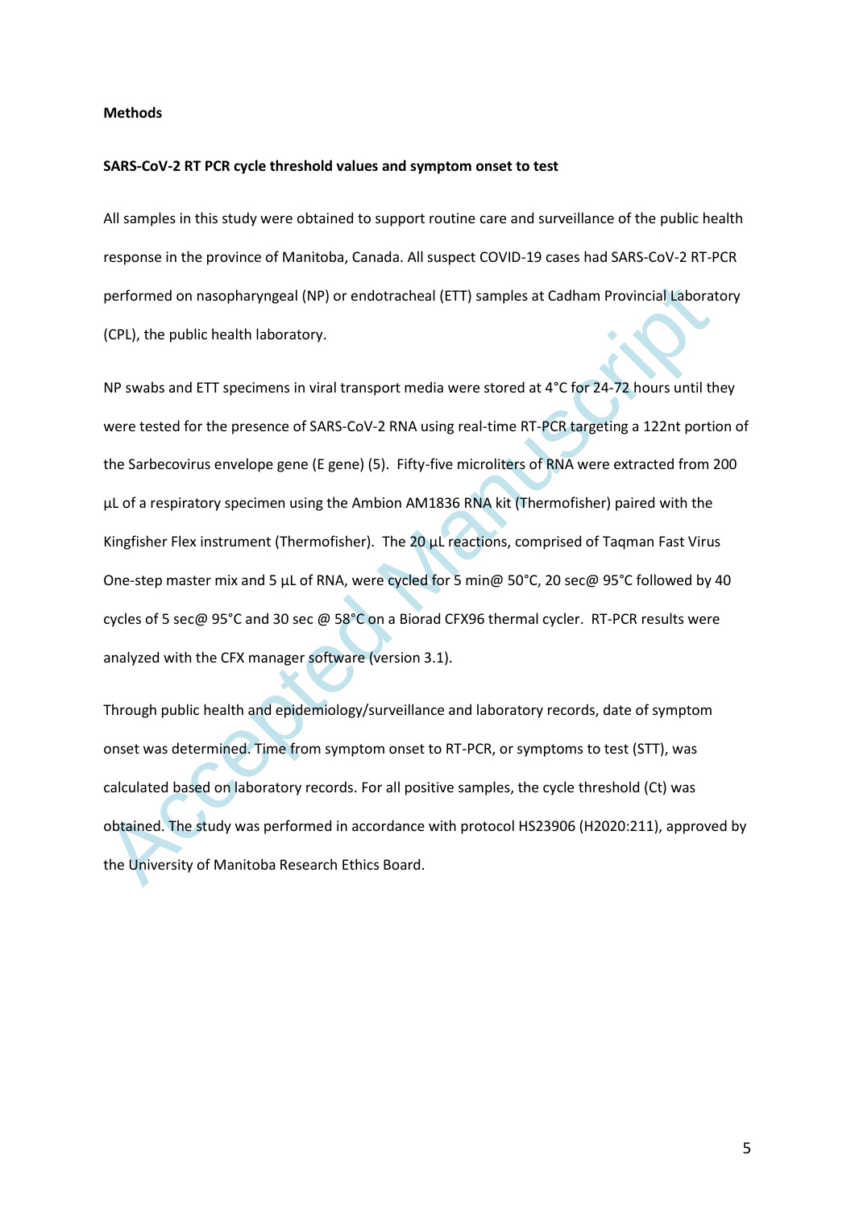**Methods**

**SARS-CoV-2 RT PCR cycle threshold values and symptom onset to test**

All samples in this study were obtained to support routine care and surveillance of the public health response in the province of Manitoba, Canada. All suspect COVID-19 cases had SARS-CoV-2 RT-PCR performed on nasopharyngeal (NP) or endotracheal (ETT) samples at Cadham Provincial Laboratory (CPL), the public health laboratory.

NP swabs and ETT specimens in viral transport media were stored at 4°C for 24-72 hours until they were tested for the presence of SARS-CoV-2 RNA using real-time RT-PCR targeting a 122nt portion of the Sarbecovirus envelope gene (E gene) (5). Fifty-five microliters of RNA were extracted from 200 µL of a respiratory specimen using the Ambion AM1836 RNA kit (Thermofisher) paired with the Kingfisher Flex instrument (Thermofisher). The 20 µL reactions, comprised of Taqman Fast Virus One-step master mix and 5 µL of RNA, were cycled for 5 min@ 50°C, 20 sec@ 95°C followed by 40 cycles of 5 sec@ 95°C and 30 sec @ 58°C on a Biorad CFX96 thermal cycler. RT-PCR results were analyzed with the CFX manager software (version 3.1).

Through public health and epidemiology/surveillance and laboratory records, date of symptom onset was determined. Time from symptom onset to RT-PCR, or symptoms to test (STT), was calculated based on laboratory records. For all positive samples, the cycle threshold (Ct) was obtained. The study was performed in accordance with protocol HS23906 (H2020:211), approved by the University of Manitoba Research Ethics Board.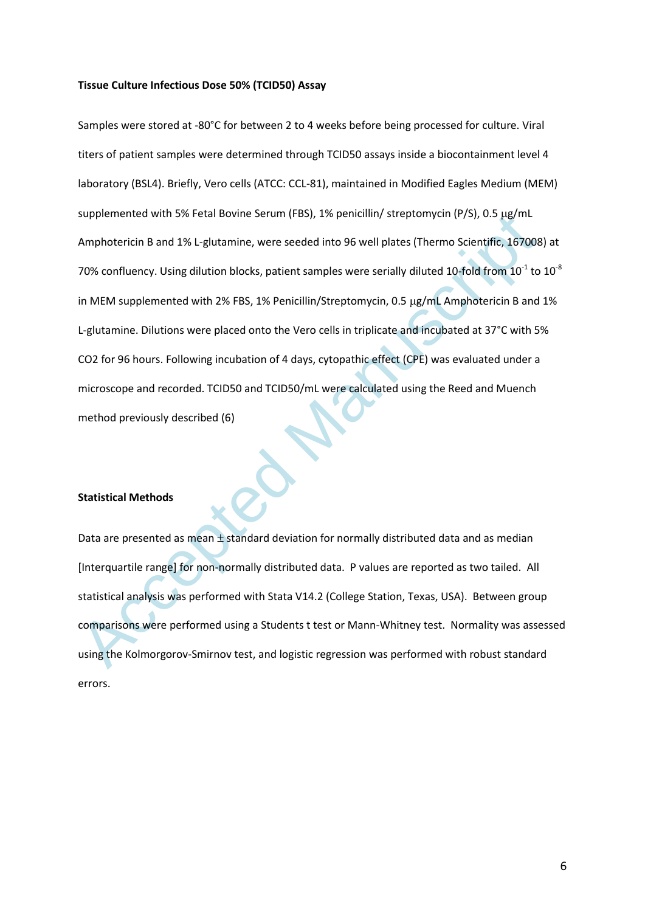**Tissue Culture Infectious Dose 50% (TCID50) Assay**

Samples were stored at -80°C for between 2 to 4 weeks before being processed for culture. Viral titers of patient samples were determined through TCID50 assays inside a biocontainment level 4 laboratory (BSL4). Briefly, Vero cells (ATCC: CCL-81), maintained in Modified Eagles Medium (MEM) supplemented with 5% Fetal Bovine Serum (FBS), 1% penicillin/ streptomycin (P/S), 0.5 μg/mL Amphotericin B and 1% L-glutamine, were seeded into 96 well plates (Thermo Scientific, 167008) at 70% confluency. Using dilution blocks, patient samples were serially diluted 10-fold from $10^{-1}$ to $10^{-8}$ in MEM supplemented with 2% FBS, 1% Penicillin/Streptomycin, 0.5 μg/mL Amphotericin B and 1% L-glutamine. Dilutions were placed onto the Vero cells in triplicate and incubated at 37°C with 5% $CO_2$ for 96 hours. Following incubation of 4 days, cytopathic effect (CPE) was evaluated under a microscope and recorded. TCID50 and TCID50/mL were calculated using the Reed and Muench method previously described (6)

**Statistical Methods**

Data are presented as mean ± standard deviation for normally distributed data and as median [Interquartile range] for non-normally distributed data. P values are reported as two tailed. All statistical analysis was performed with Stata V14.2 (College Station, Texas, USA). Between group comparisons were performed using a Students t test or Mann-Whitney test. Normality was assessed using the Kolmorgorov-Smirnov test, and logistic regression was performed with robust standard errors.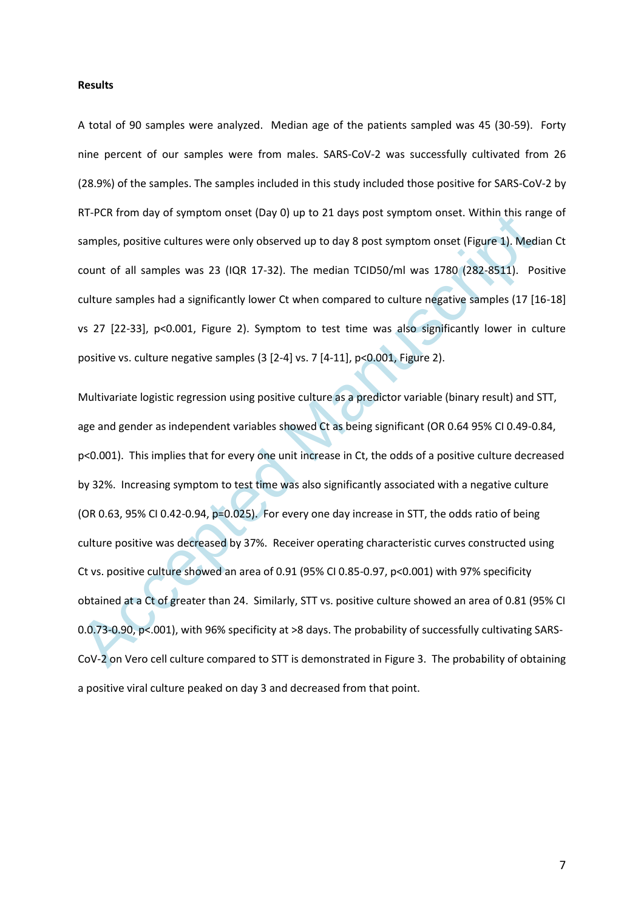**Results**

A total of 90 samples were analyzed. Median age of the patients sampled was 45 (30-59). Forty nine percent of our samples were from males. SARS-CoV-2 was successfully cultivated from 26 (28.9%) of the samples. The samples included in this study included those positive for SARS-CoV-2 by RT-PCR from day of symptom onset (Day 0) up to 21 days post symptom onset. Within this range of samples, positive cultures were only observed up to day 8 post symptom onset (Figure 1). Median Ct count of all samples was 23 (IQR 17-32). The median TCID50/ml was 1780 (282-8511). Positive culture samples had a significantly lower Ct when compared to culture negative samples (17 [16-18] vs 27 [22-33], $p<0.001$, Figure 2). Symptom to test time was also significantly lower in culture positive vs. culture negative samples (3 [2-4] vs. 7 [4-11], $p<0.001$, Figure 2).

Multivariate logistic regression using positive culture as a predictor variable (binary result) and STT, age and gender as independent variables showed Ct as being significant (OR 0.64 95% CI 0.49-0.84, $p<0.001$). This implies that for every one unit increase in Ct, the odds of a positive culture decreased by 32%. Increasing symptom to test time was also significantly associated with a negative culture (OR 0.63, 95% CI 0.42-0.94, $p=0.025$). For every one day increase in STT, the odds ratio of being culture positive was decreased by 37%. Receiver operating characteristic curves constructed using Ct vs. positive culture showed an area of 0.91 (95% CI 0.85-0.97, $p<0.001$) with 97% specificity obtained at a Ct of greater than 24. Similarly, STT vs. positive culture showed an area of 0.81 (95% CI 0.0.73-0.90, $p<.001$), with 96% specificity at >8 days. The probability of successfully cultivating SARS-CoV-2 on Vero cell culture compared to STT is demonstrated in Figure 3. The probability of obtaining a positive viral culture peaked on day 3 and decreased from that point.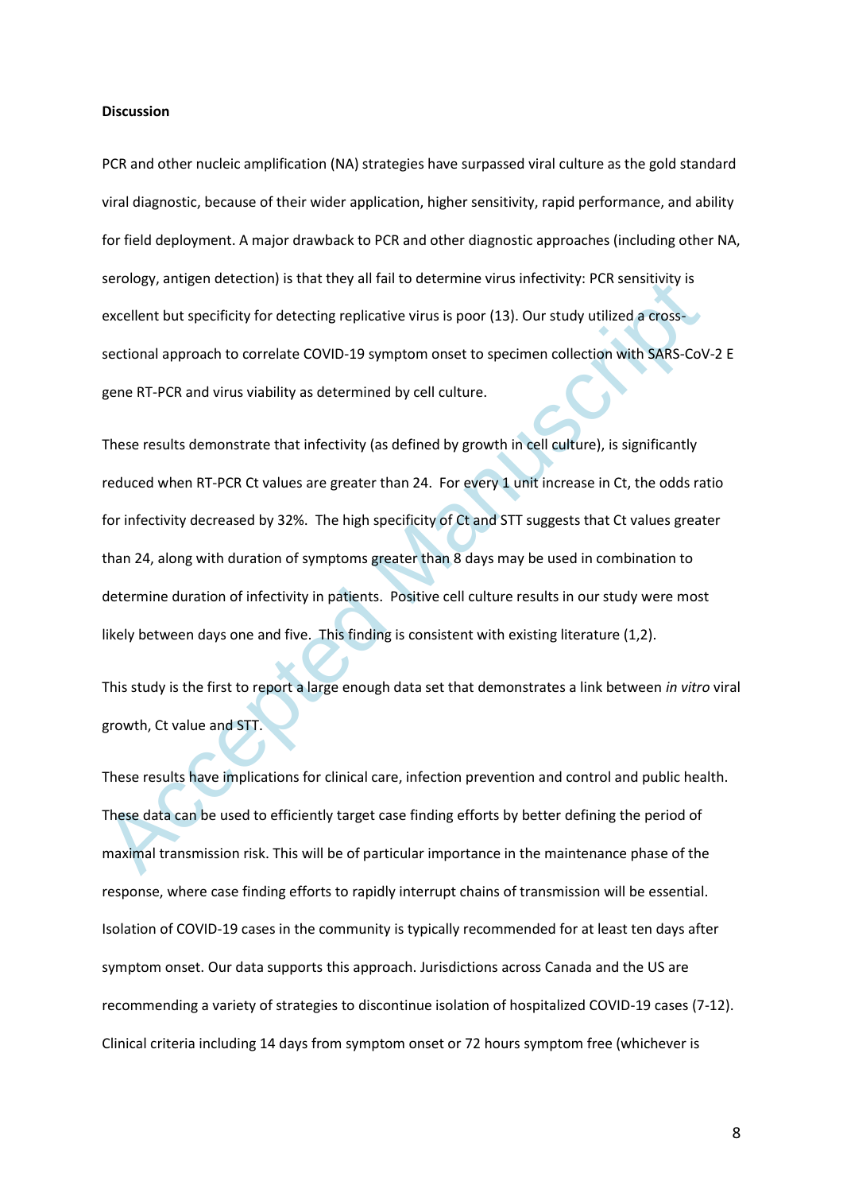**Discussion**

PCR and other nucleic amplification (NA) strategies have surpassed viral culture as the gold standard viral diagnostic, because of their wider application, higher sensitivity, rapid performance, and ability for field deployment. A major drawback to PCR and other diagnostic approaches (including other NA, serology, antigen detection) is that they all fail to determine virus infectivity: PCR sensitivity is excellent but specificity for detecting replicative virus is poor (13). Our study utilized a cross-sectional approach to correlate COVID-19 symptom onset to specimen collection with SARS-CoV-2 E gene RT-PCR and virus viability as determined by cell culture.

These results demonstrate that infectivity (as defined by growth in cell culture), is significantly reduced when RT-PCR Ct values are greater than 24. For every 1 unit increase in Ct, the odds ratio for infectivity decreased by 32%. The high specificity of Ct and STT suggests that Ct values greater than 24, along with duration of symptoms greater than 8 days may be used in combination to determine duration of infectivity in patients. Positive cell culture results in our study were most likely between days one and five. This finding is consistent with existing literature (1,2).

This study is the first to report a large enough data set that demonstrates a link between *in vitro* viral growth, Ct value and STT.

These results have implications for clinical care, infection prevention and control and public health. These data can be used to efficiently target case finding efforts by better defining the period of maximal transmission risk. This will be of particular importance in the maintenance phase of the response, where case finding efforts to rapidly interrupt chains of transmission will be essential. Isolation of COVID-19 cases in the community is typically recommended for at least ten days after symptom onset. Our data supports this approach. Jurisdictions across Canada and the US are recommending a variety of strategies to discontinue isolation of hospitalized COVID-19 cases (7-12). Clinical criteria including 14 days from symptom onset or 72 hours symptom free (whichever is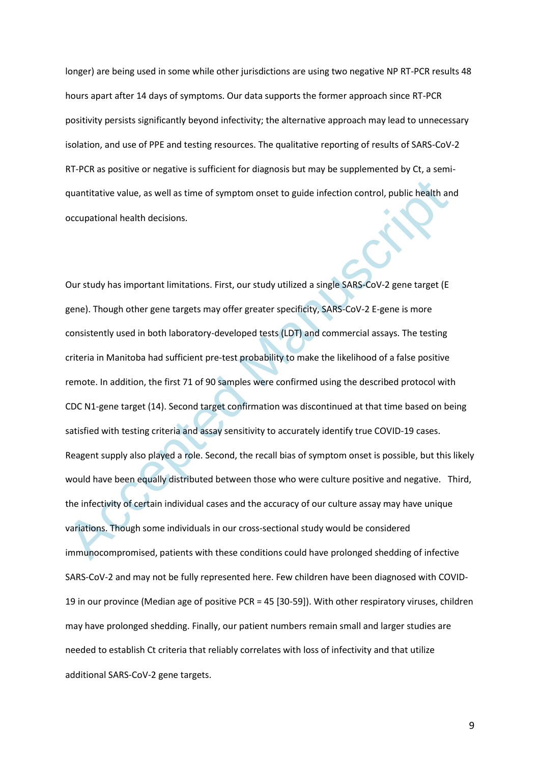longer) are being used in some while other jurisdictions are using two negative NP RT-PCR results 48 hours apart after 14 days of symptoms. Our data supports the former approach since RT-PCR positivity persists significantly beyond infectivity; the alternative approach may lead to unnecessary isolation, and use of PPE and testing resources. The qualitative reporting of results of SARS-CoV-2 RT-PCR as positive or negative is sufficient for diagnosis but may be supplemented by Ct, a semi-quantitative value, as well as time of symptom onset to guide infection control, public health and occupational health decisions.

Our study has important limitations. First, our study utilized a single SARS-CoV-2 gene target (E gene). Though other gene targets may offer greater specificity, SARS-CoV-2 E-gene is more consistently used in both laboratory-developed tests (LDT) and commercial assays. The testing criteria in Manitoba had sufficient pre-test probability to make the likelihood of a false positive remote. In addition, the first 71 of 90 samples were confirmed using the described protocol with CDC N1-gene target (14). Second target confirmation was discontinued at that time based on being satisfied with testing criteria and assay sensitivity to accurately identify true COVID-19 cases. Reagent supply also played a role. Second, the recall bias of symptom onset is possible, but this likely would have been equally distributed between those who were culture positive and negative. Third, the infectivity of certain individual cases and the accuracy of our culture assay may have unique variations. Though some individuals in our cross-sectional study would be considered immunocompromised, patients with these conditions could have prolonged shedding of infective SARS-CoV-2 and may not be fully represented here. Few children have been diagnosed with COVID-19 in our province (Median age of positive PCR = 45 [30-59]). With other respiratory viruses, children may have prolonged shedding. Finally, our patient numbers remain small and larger studies are needed to establish Ct criteria that reliably correlates with loss of infectivity and that utilize additional SARS-CoV-2 gene targets.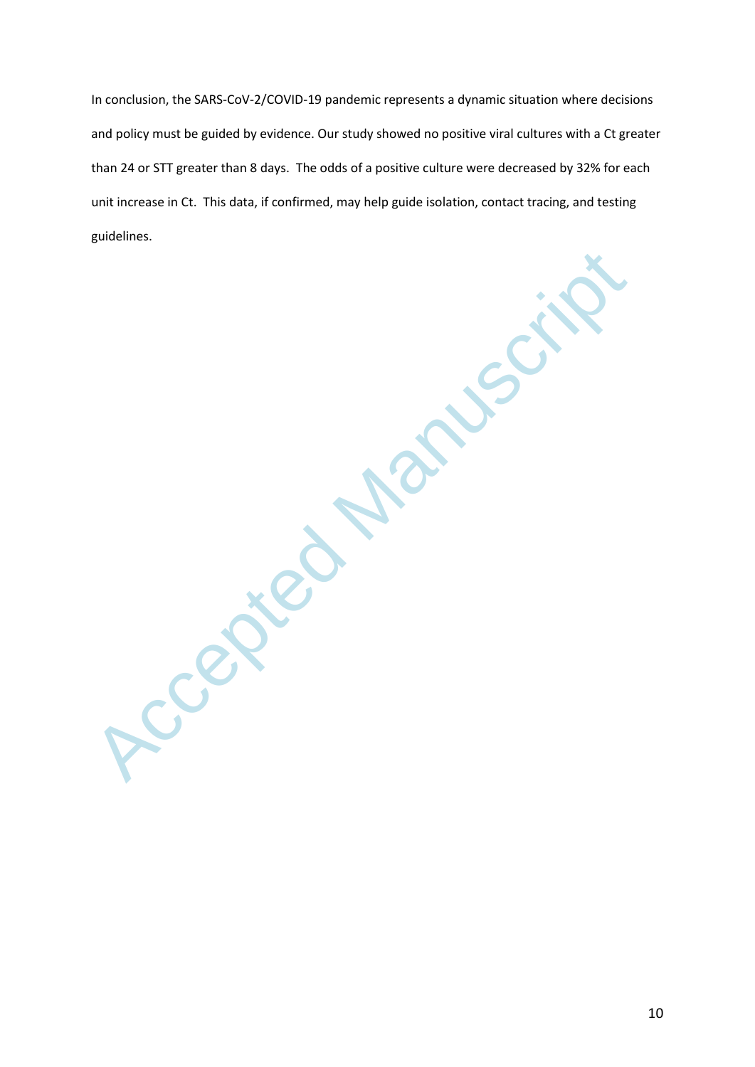In conclusion, the SARS-CoV-2/COVID-19 pandemic represents a dynamic situation where decisions and policy must be guided by evidence. Our study showed no positive viral cultures with a Ct greater than 24 or STT greater than 8 days. The odds of a positive culture were decreased by 32% for each unit increase in Ct. This data, if confirmed, may help guide isolation, contact tracing, and testing guidelines.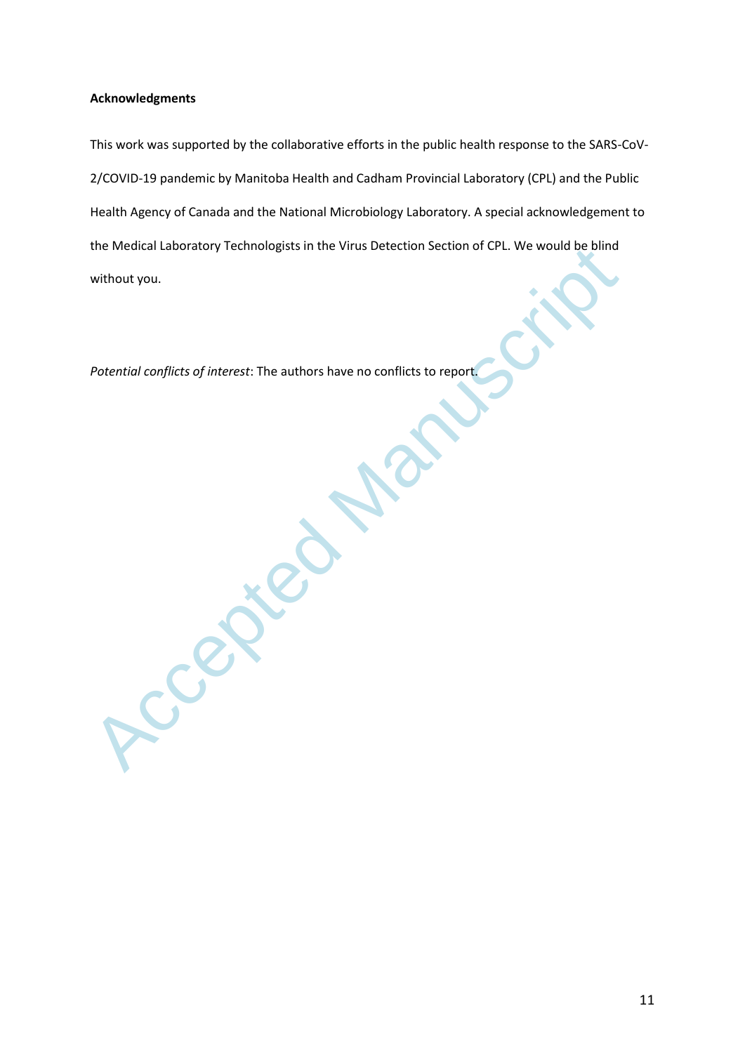**Acknowledgments**

This work was supported by the collaborative efforts in the public health response to the SARS-CoV-2/COVID-19 pandemic by Manitoba Health and Cadham Provincial Laboratory (CPL) and the Public Health Agency of Canada and the National Microbiology Laboratory. A special acknowledgement to the Medical Laboratory Technologists in the Virus Detection Section of CPL. We would be blind without you.

*Potential conflicts of interest*: The authors have no conflicts to report.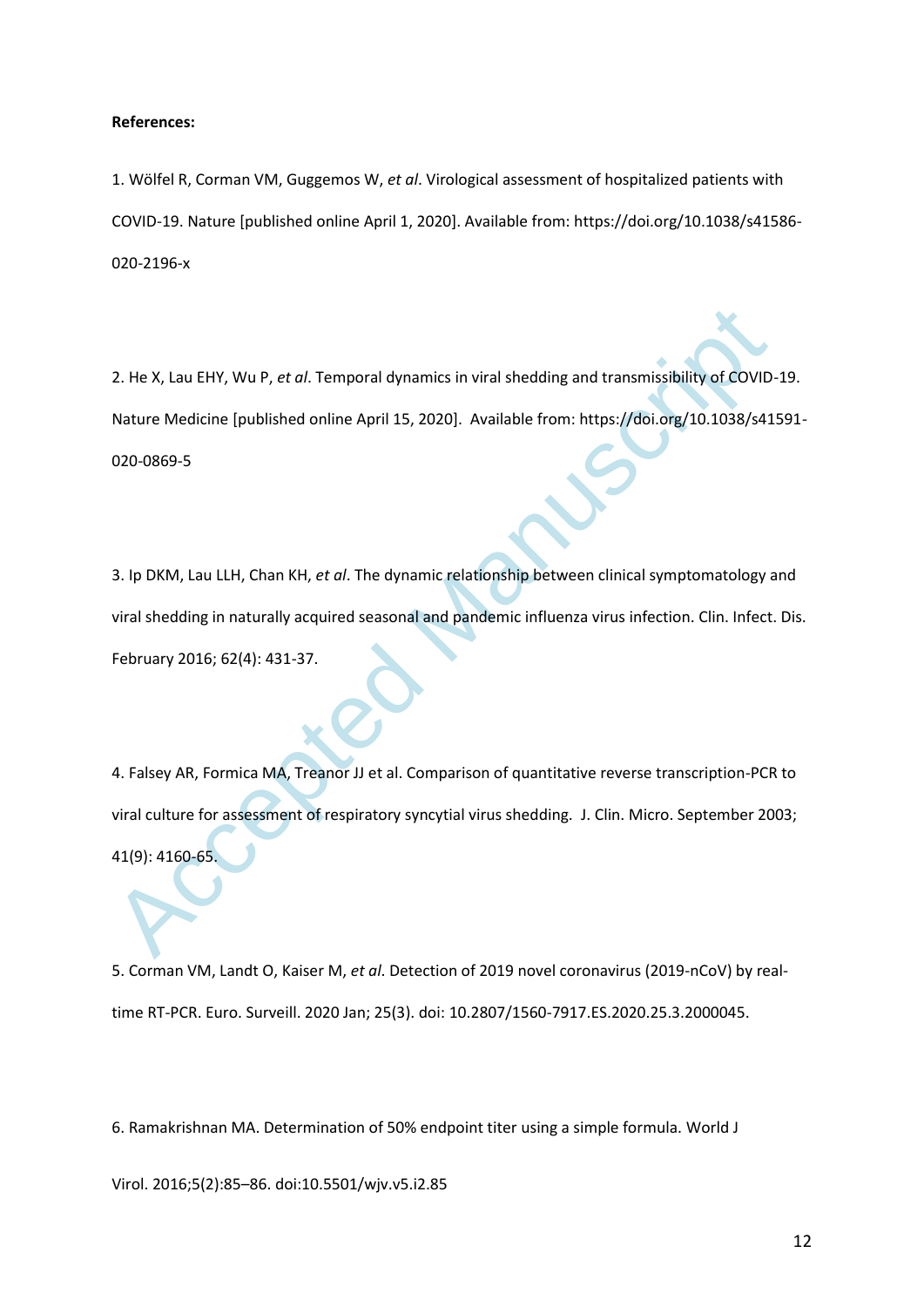**References:**

1. Wölfel R, Corman VM, Guggemos W, *et al*. Virological assessment of hospitalized patients with COVID-19. Nature [published online April 1, 2020]. Available from: https://doi.org/10.1038/s41586-020-2196-x

2. He X, Lau EHY, Wu P, *et al*. Temporal dynamics in viral shedding and transmissibility of COVID-19. Nature Medicine [published online April 15, 2020]. Available from: https://doi.org/10.1038/s41591-020-0869-5

3. Ip DKM, Lau LLH, Chan KH, *et al*. The dynamic relationship between clinical symptomatology and viral shedding in naturally acquired seasonal and pandemic influenza virus infection. Clin. Infect. Dis. February 2016; 62(4): 431-37.

4. Falsey AR, Formica MA, Treanor JJ et al. Comparison of quantitative reverse transcription-PCR to viral culture for assessment of respiratory syncytial virus shedding. J. Clin. Micro. September 2003; 41(9): 4160-65.

5. Corman VM, Landt O, Kaiser M, *et al*. Detection of 2019 novel coronavirus (2019-nCoV) by real-time RT-PCR. Euro. Surveill. 2020 Jan; 25(3). doi: 10.2807/1560-7917.ES.2020.25.3.2000045.

6. Ramakrishnan MA. Determination of 50% endpoint titer using a simple formula. World J Virol. 2016;5(2):85–86. doi:10.5501/wjv.v5.i2.85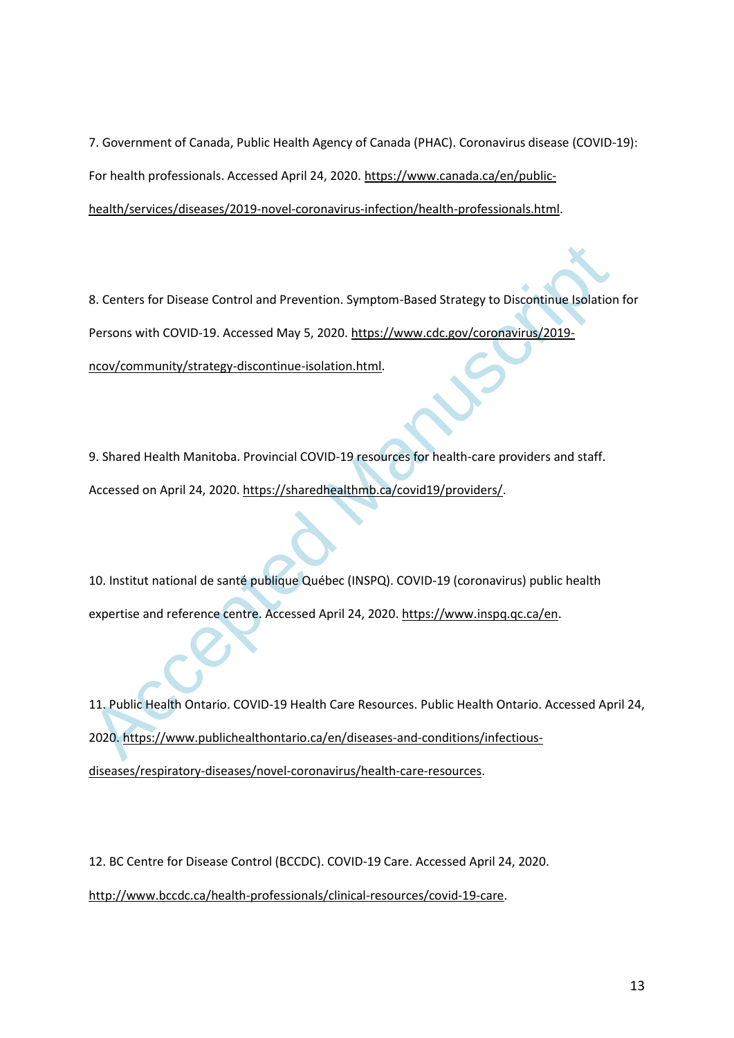7. Government of Canada, Public Health Agency of Canada (PHAC). Coronavirus disease (COVID-19): For health professionals. Accessed April 24, 2020. https://www.canada.ca/en/public-health/services/diseases/2019-novel-coronavirus-infection/health-professionals.html.

8. Centers for Disease Control and Prevention. Symptom-Based Strategy to Discontinue Isolation for Persons with COVID-19. Accessed May 5, 2020. https://www.cdc.gov/coronavirus/2019-ncov/community/strategy-discontinue-isolation.html.

9. Shared Health Manitoba. Provincial COVID-19 resources for health-care providers and staff. Accessed on April 24, 2020. https://sharedhealthmb.ca/covid19/providers/.

10. Institut national de santé publique Québec (INSPQ). COVID-19 (coronavirus) public health expertise and reference centre. Accessed April 24, 2020. https://www.inspq.qc.ca/en.

11. Public Health Ontario. COVID-19 Health Care Resources. Public Health Ontario. Accessed April 24, 2020. https://www.publichealthontario.ca/en/diseases-and-conditions/infectious-diseases/respiratory-diseases/novel-coronavirus/health-care-resources.

12. BC Centre for Disease Control (BCCDC). COVID-19 Care. Accessed April 24, 2020. http://www.bccdc.ca/health-professionals/clinical-resources/covid-19-care.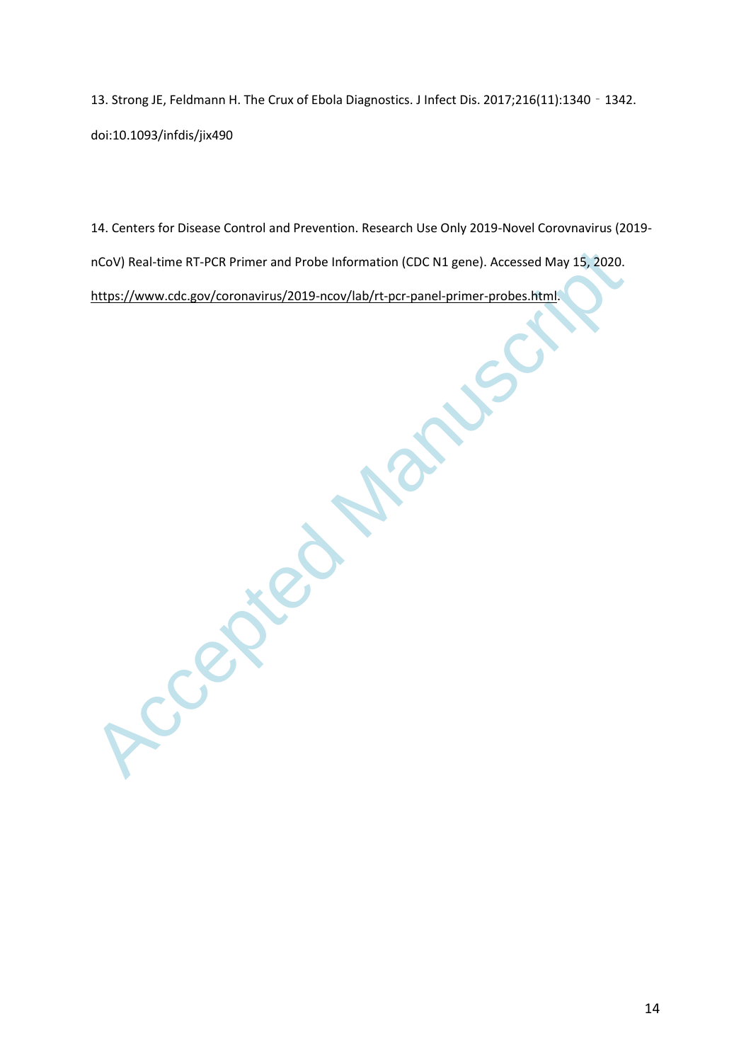13. Strong JE, Feldmann H. The Crux of Ebola Diagnostics. J Infect Dis. 2017;216(11):1340 ‐ 1342. doi:10.1093/infdis/jix490

14. Centers for Disease Control and Prevention. Research Use Only 2019-Novel Corovnavirus (2019-nCoV) Real-time RT-PCR Primer and Probe Information (CDC N1 gene). Accessed May 15, 2020. https://www.cdc.gov/coronavirus/2019-ncov/lab/rt-pcr-panel-primer-probes.html.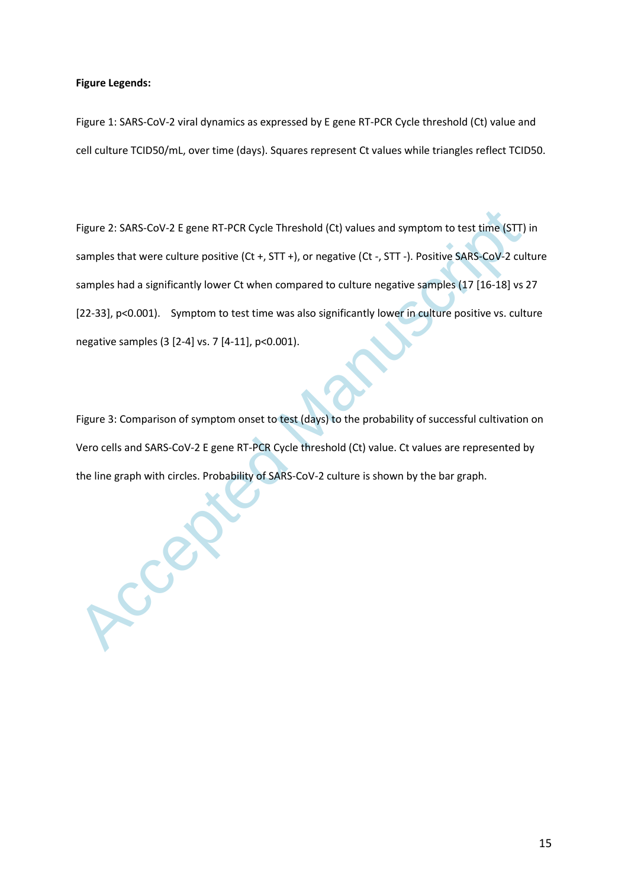**Figure Legends:**

Figure 1: SARS-CoV-2 viral dynamics as expressed by E gene RT-PCR Cycle threshold (Ct) value and cell culture TCID50/mL, over time (days). Squares represent Ct values while triangles reflect TCID50.

Figure 2: SARS-CoV-2 E gene RT-PCR Cycle Threshold (Ct) values and symptom to test time (STT) in samples that were culture positive (Ct +, STT +), or negative (Ct -, STT -). Positive SARS-CoV-2 culture samples had a significantly lower Ct when compared to culture negative samples (17 [16-18] vs 27 [22-33], $p<0.001$). Symptom to test time was also significantly lower in culture positive vs. culture negative samples (3 [2-4] vs. 7 [4-11], $p<0.001$).

Figure 3: Comparison of symptom onset to test (days) to the probability of successful cultivation on Vero cells and SARS-CoV-2 E gene RT-PCR Cycle threshold (Ct) value. Ct values are represented by the line graph with circles. Probability of SARS-CoV-2 culture is shown by the bar graph.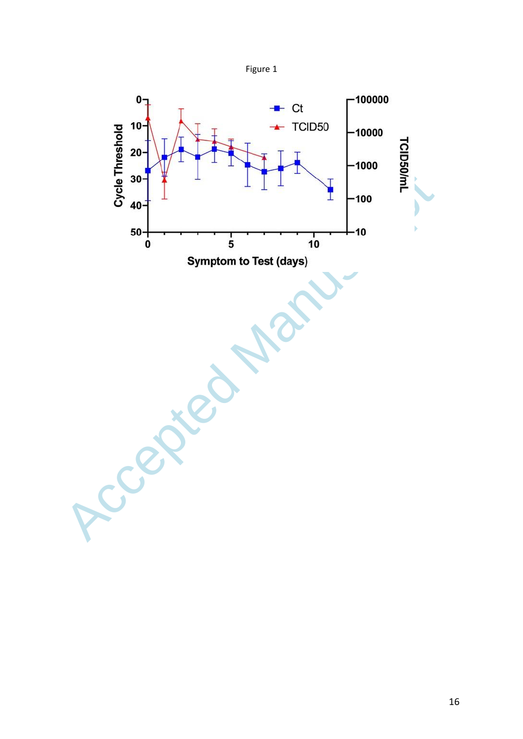Figure 1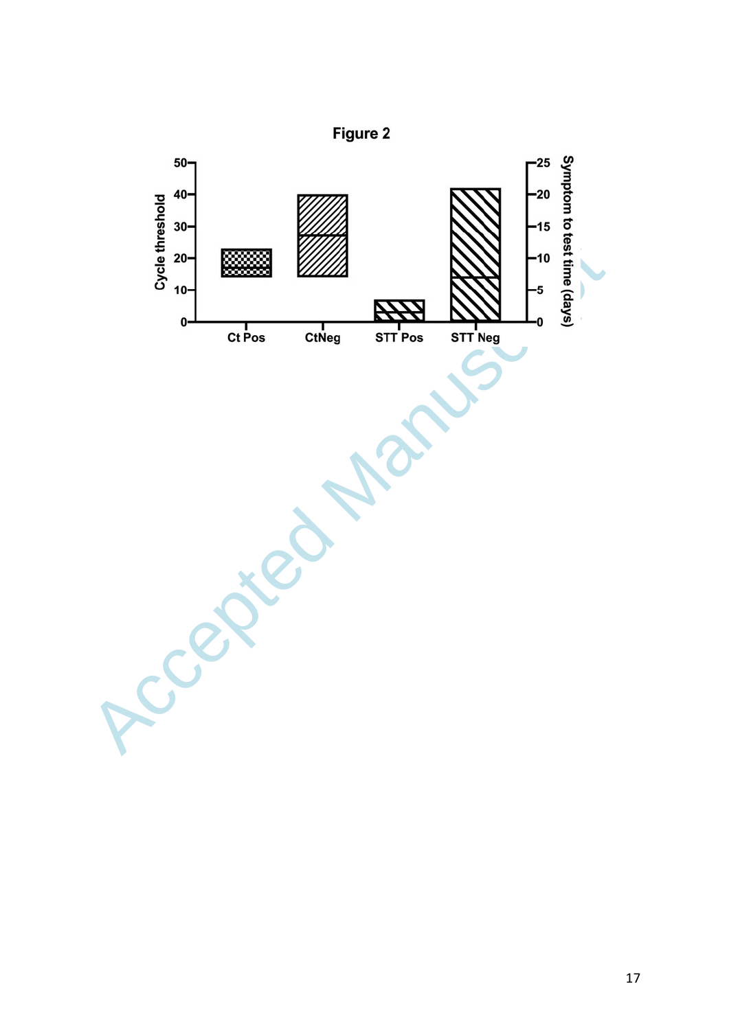Figure 2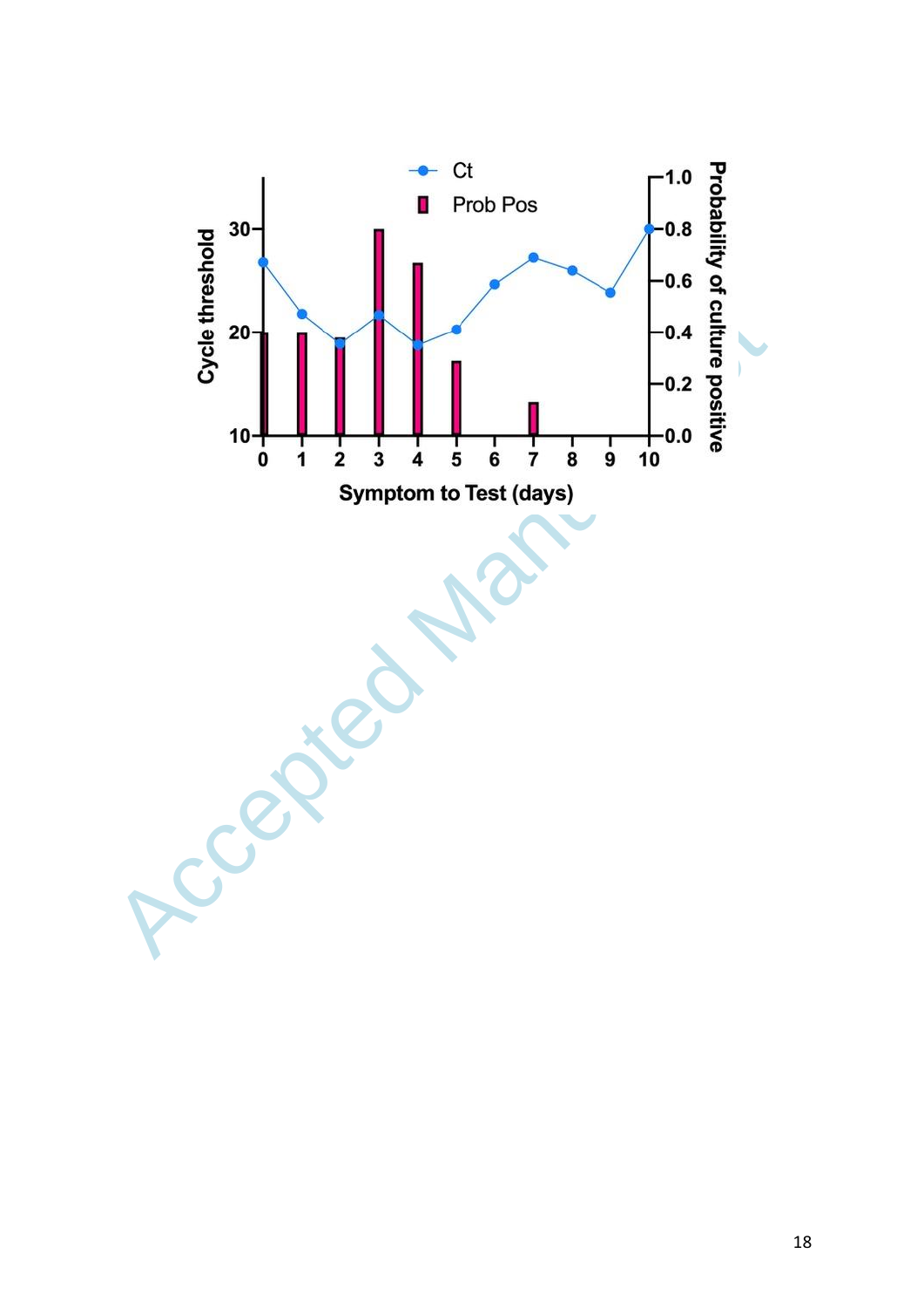Ct

Prob Pos

Cycle threshold

30

20

10

Probability of culture positive

1.0

0.8

0.6

0.4

0.2

0.0

0 1 2 3 4 5 6 7 8 9 10

Symptom to Test (days)